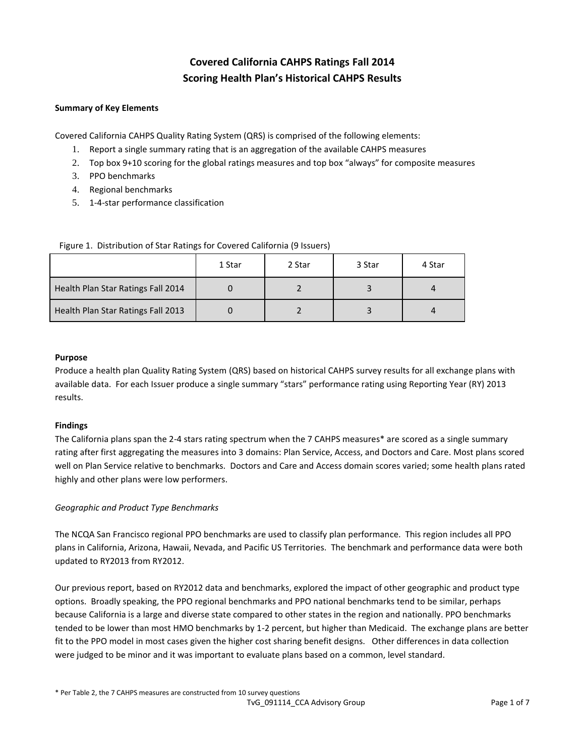# Covered California CAHPS Ratings Fall 2014
# Scoring Health Plan's Historical CAHPS Results

**Summary of Key Elements**

Covered California CAHPS Quality Rating System (QRS) is comprised of the following elements:

1. Report a single summary rating that is an aggregation of the available CAHPS measures
2. Top box 9+10 scoring for the global ratings measures and top box "always" for composite measures
3. PPO benchmarks
4. Regional benchmarks
5. 1-4-star performance classification

Figure 1. Distribution of Star Ratings for Covered California (9 Issuers)

| | 1 Star | 2 Star | 3 Star | 4 Star |
|---|---|---|---|---|
| Health Plan Star Ratings Fall 2014 | 0 | 2 | 3 | 4 |
| Health Plan Star Ratings Fall 2013 | 0 | 2 | 3 | 4 |

**Purpose**

Produce a health plan Quality Rating System (QRS) based on historical CAHPS survey results for all exchange plans with available data. For each Issuer produce a single summary "stars" performance rating using Reporting Year (RY) 2013 results.

**Findings**

The California plans span the 2-4 stars rating spectrum when the 7 CAHPS measures* are scored as a single summary rating after first aggregating the measures into 3 domains: Plan Service, Access, and Doctors and Care. Most plans scored well on Plan Service relative to benchmarks. Doctors and Care and Access domain scores varied; some health plans rated highly and other plans were low performers.

*Geographic and Product Type Benchmarks*

The NCQA San Francisco regional PPO benchmarks are used to classify plan performance. This region includes all PPO plans in California, Arizona, Hawaii, Nevada, and Pacific US Territories. The benchmark and performance data were both updated to RY2013 from RY2012.

Our previous report, based on RY2012 data and benchmarks, explored the impact of other geographic and product type options. Broadly speaking, the PPO regional benchmarks and PPO national benchmarks tend to be similar, perhaps because California is a large and diverse state compared to other states in the region and nationally. PPO benchmarks tended to be lower than most HMO benchmarks by 1-2 percent, but higher than Medicaid. The exchange plans are better fit to the PPO model in most cases given the higher cost sharing benefit designs. Other differences in data collection were judged to be minor and it was important to evaluate plans based on a common, level standard.

* Per Table 2, the 7 CAHPS measures are constructed from 10 survey questions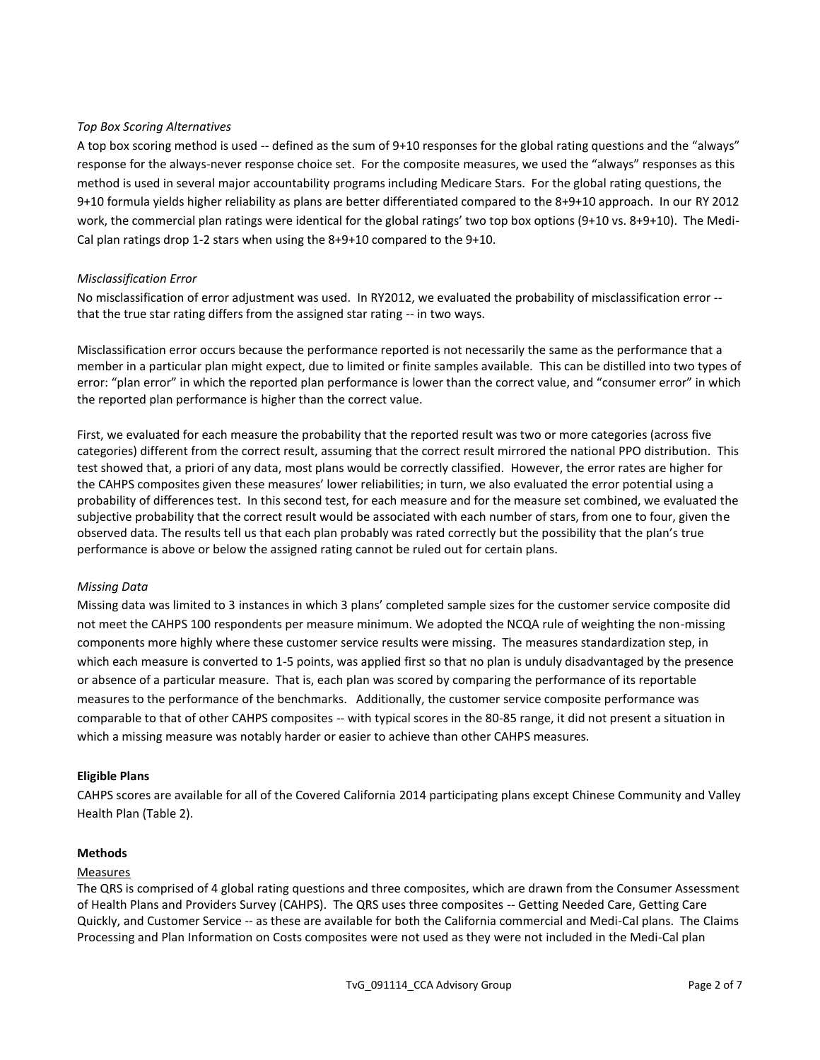*Top Box Scoring Alternatives*

A top box scoring method is used -- defined as the sum of 9+10 responses for the global rating questions and the "always" response for the always-never response choice set. For the composite measures, we used the "always" responses as this method is used in several major accountability programs including Medicare Stars. For the global rating questions, the 9+10 formula yields higher reliability as plans are better differentiated compared to the 8+9+10 approach. In our RY 2012 work, the commercial plan ratings were identical for the global ratings' two top box options (9+10 vs. 8+9+10). The Medi-Cal plan ratings drop 1-2 stars when using the 8+9+10 compared to the 9+10.

*Misclassification Error*

No misclassification of error adjustment was used. In RY2012, we evaluated the probability of misclassification error -- that the true star rating differs from the assigned star rating -- in two ways.

Misclassification error occurs because the performance reported is not necessarily the same as the performance that a member in a particular plan might expect, due to limited or finite samples available. This can be distilled into two types of error: "plan error" in which the reported plan performance is lower than the correct value, and "consumer error" in which the reported plan performance is higher than the correct value.

First, we evaluated for each measure the probability that the reported result was two or more categories (across five categories) different from the correct result, assuming that the correct result mirrored the national PPO distribution. This test showed that, a priori of any data, most plans would be correctly classified. However, the error rates are higher for the CAHPS composites given these measures' lower reliabilities; in turn, we also evaluated the error potential using a probability of differences test. In this second test, for each measure and for the measure set combined, we evaluated the subjective probability that the correct result would be associated with each number of stars, from one to four, given the observed data. The results tell us that each plan probably was rated correctly but the possibility that the plan's true performance is above or below the assigned rating cannot be ruled out for certain plans.

*Missing Data*

Missing data was limited to 3 instances in which 3 plans' completed sample sizes for the customer service composite did not meet the CAHPS 100 respondents per measure minimum. We adopted the NCQA rule of weighting the non-missing components more highly where these customer service results were missing. The measures standardization step, in which each measure is converted to 1-5 points, was applied first so that no plan is unduly disadvantaged by the presence or absence of a particular measure. That is, each plan was scored by comparing the performance of its reportable measures to the performance of the benchmarks. Additionally, the customer service composite performance was comparable to that of other CAHPS composites -- with typical scores in the 80-85 range, it did not present a situation in which a missing measure was notably harder or easier to achieve than other CAHPS measures.

**Eligible Plans**

CAHPS scores are available for all of the Covered California 2014 participating plans except Chinese Community and Valley Health Plan (Table 2).

**Methods**

Measures

The QRS is comprised of 4 global rating questions and three composites, which are drawn from the Consumer Assessment of Health Plans and Providers Survey (CAHPS). The QRS uses three composites -- Getting Needed Care, Getting Care Quickly, and Customer Service -- as these are available for both the California commercial and Medi-Cal plans. The Claims Processing and Plan Information on Costs composites were not used as they were not included in the Medi-Cal plan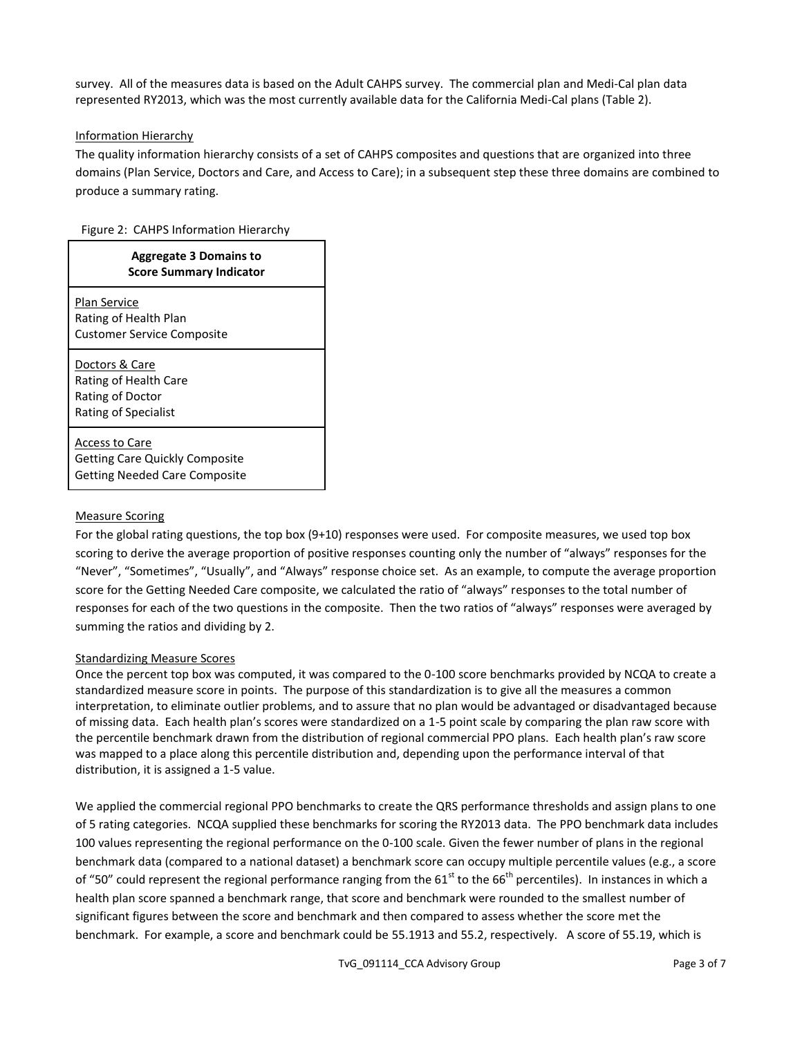survey. All of the measures data is based on the Adult CAHPS survey. The commercial plan and Medi-Cal plan data represented RY2013, which was the most currently available data for the California Medi-Cal plans (Table 2).

Information Hierarchy

The quality information hierarchy consists of a set of CAHPS composites and questions that are organized into three domains (Plan Service, Doctors and Care, and Access to Care); in a subsequent step these three domains are combined to produce a summary rating.

Figure 2: CAHPS Information Hierarchy

| **Aggregate 3 Domains to Score Summary Indicator** |
|---|
| Plan Service<br>Rating of Health Plan<br>Customer Service Composite |
| Doctors & Care<br>Rating of Health Care<br>Rating of Doctor<br>Rating of Specialist |
| Access to Care<br>Getting Care Quickly Composite<br>Getting Needed Care Composite |

Measure Scoring

For the global rating questions, the top box (9+10) responses were used. For composite measures, we used top box scoring to derive the average proportion of positive responses counting only the number of "always" responses for the "Never", "Sometimes", "Usually", and "Always" response choice set. As an example, to compute the average proportion score for the Getting Needed Care composite, we calculated the ratio of "always" responses to the total number of responses for each of the two questions in the composite. Then the two ratios of "always" responses were averaged by summing the ratios and dividing by 2.

Standardizing Measure Scores

Once the percent top box was computed, it was compared to the 0-100 score benchmarks provided by NCQA to create a standardized measure score in points. The purpose of this standardization is to give all the measures a common interpretation, to eliminate outlier problems, and to assure that no plan would be advantaged or disadvantaged because of missing data. Each health plan's scores were standardized on a 1-5 point scale by comparing the plan raw score with the percentile benchmark drawn from the distribution of regional commercial PPO plans. Each health plan's raw score was mapped to a place along this percentile distribution and, depending upon the performance interval of that distribution, it is assigned a 1-5 value.

We applied the commercial regional PPO benchmarks to create the QRS performance thresholds and assign plans to one of 5 rating categories. NCQA supplied these benchmarks for scoring the RY2013 data. The PPO benchmark data includes 100 values representing the regional performance on the 0-100 scale. Given the fewer number of plans in the regional benchmark data (compared to a national dataset) a benchmark score can occupy multiple percentile values (e.g., a score of "50" could represent the regional performance ranging from the 61st to the 66th percentiles). In instances in which a health plan score spanned a benchmark range, that score and benchmark were rounded to the smallest number of significant figures between the score and benchmark and then compared to assess whether the score met the benchmark. For example, a score and benchmark could be 55.1913 and 55.2, respectively. A score of 55.19, which is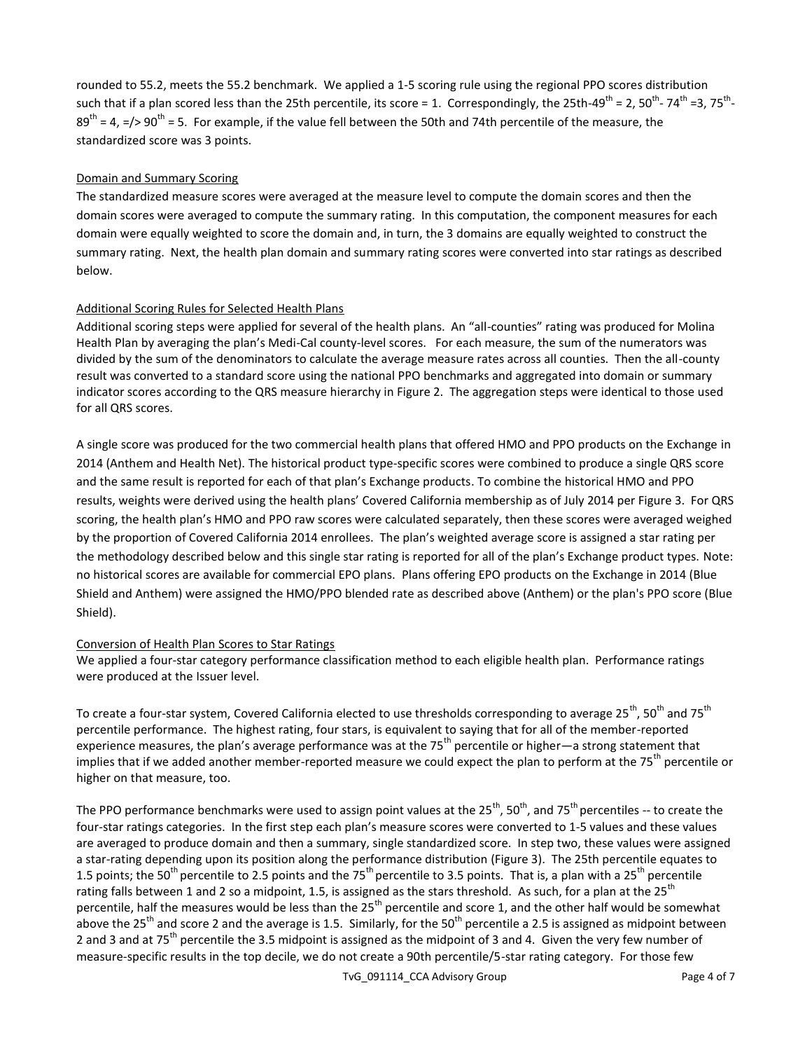rounded to 55.2, meets the 55.2 benchmark. We applied a 1-5 scoring rule using the regional PPO scores distribution such that if a plan scored less than the 25th percentile, its score = 1. Correspondingly, the 25th-49$^{th}$ = 2, 50$^{th}$- 74$^{th}$ =3, 75$^{th}$-89$^{th}$ = 4, =/> 90$^{th}$ = 5. For example, if the value fell between the 50th and 74th percentile of the measure, the standardized score was 3 points.

Domain and Summary Scoring

The standardized measure scores were averaged at the measure level to compute the domain scores and then the domain scores were averaged to compute the summary rating. In this computation, the component measures for each domain were equally weighted to score the domain and, in turn, the 3 domains are equally weighted to construct the summary rating. Next, the health plan domain and summary rating scores were converted into star ratings as described below.

Additional Scoring Rules for Selected Health Plans

Additional scoring steps were applied for several of the health plans. An "all-counties" rating was produced for Molina Health Plan by averaging the plan's Medi-Cal county-level scores. For each measure, the sum of the numerators was divided by the sum of the denominators to calculate the average measure rates across all counties. Then the all-county result was converted to a standard score using the national PPO benchmarks and aggregated into domain or summary indicator scores according to the QRS measure hierarchy in Figure 2. The aggregation steps were identical to those used for all QRS scores.

A single score was produced for the two commercial health plans that offered HMO and PPO products on the Exchange in 2014 (Anthem and Health Net). The historical product type-specific scores were combined to produce a single QRS score and the same result is reported for each of that plan's Exchange products. To combine the historical HMO and PPO results, weights were derived using the health plans' Covered California membership as of July 2014 per Figure 3. For QRS scoring, the health plan's HMO and PPO raw scores were calculated separately, then these scores were averaged weighed by the proportion of Covered California 2014 enrollees. The plan's weighted average score is assigned a star rating per the methodology described below and this single star rating is reported for all of the plan's Exchange product types. Note: no historical scores are available for commercial EPO plans. Plans offering EPO products on the Exchange in 2014 (Blue Shield and Anthem) were assigned the HMO/PPO blended rate as described above (Anthem) or the plan's PPO score (Blue Shield).

Conversion of Health Plan Scores to Star Ratings

We applied a four-star category performance classification method to each eligible health plan. Performance ratings were produced at the Issuer level.

To create a four-star system, Covered California elected to use thresholds corresponding to average 25$^{th}$, 50$^{th}$ and 75$^{th}$ percentile performance. The highest rating, four stars, is equivalent to saying that for all of the member-reported experience measures, the plan's average performance was at the 75$^{th}$ percentile or higher—a strong statement that implies that if we added another member-reported measure we could expect the plan to perform at the 75$^{th}$ percentile or higher on that measure, too.

The PPO performance benchmarks were used to assign point values at the 25$^{th}$, 50$^{th}$, and 75$^{th}$ percentiles -- to create the four-star ratings categories. In the first step each plan's measure scores were converted to 1-5 values and these values are averaged to produce domain and then a summary, single standardized score. In step two, these values were assigned a star-rating depending upon its position along the performance distribution (Figure 3). The 25th percentile equates to 1.5 points; the 50$^{th}$ percentile to 2.5 points and the 75$^{th}$ percentile to 3.5 points. That is, a plan with a 25$^{th}$ percentile rating falls between 1 and 2 so a midpoint, 1.5, is assigned as the stars threshold. As such, for a plan at the 25$^{th}$ percentile, half the measures would be less than the 25$^{th}$ percentile and score 1, and the other half would be somewhat above the 25$^{th}$ and score 2 and the average is 1.5. Similarly, for the 50$^{th}$ percentile a 2.5 is assigned as midpoint between 2 and 3 and at 75$^{th}$ percentile the 3.5 midpoint is assigned as the midpoint of 3 and 4. Given the very few number of measure-specific results in the top decile, we do not create a 90th percentile/5-star rating category. For those few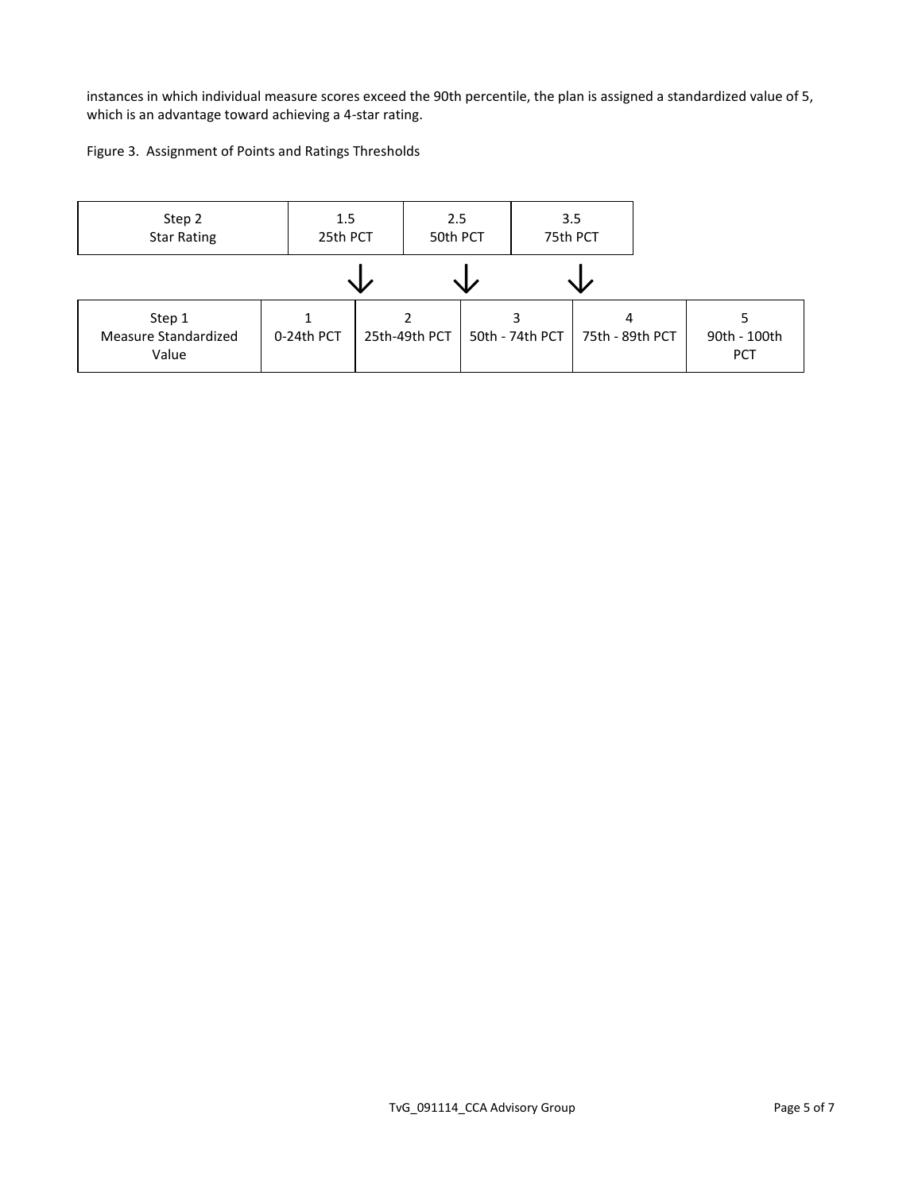instances in which individual measure scores exceed the 90th percentile, the plan is assigned a standardized value of 5, which is an advantage toward achieving a 4-star rating.

Figure 3. Assignment of Points and Ratings Thresholds

| Step 2 Star Rating | 1.5 25th PCT | 2.5 50th PCT | 3.5 75th PCT |
|---|---|---|---|

↓ ↓ ↓

| Step 1 Measure Standardized Value | 1 0-24th PCT | 2 25th-49th PCT | 3 50th - 74th PCT | 4 75th - 89th PCT | 5 90th - 100th PCT |
|---|---|---|---|---|---|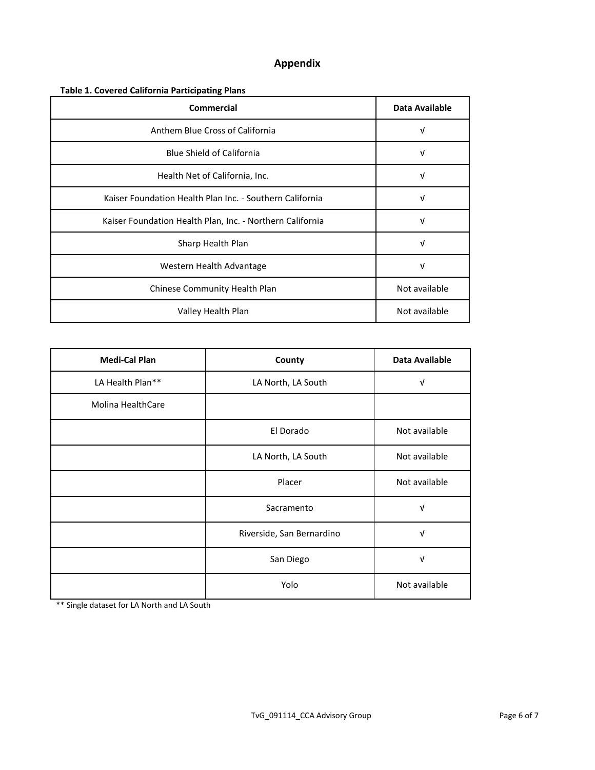# Appendix

**Table 1. Covered California Participating Plans**

| Commercial | Data Available |
|---|---|
| Anthem Blue Cross of California | √ |
| Blue Shield of California | √ |
| Health Net of California, Inc. | √ |
| Kaiser Foundation Health Plan Inc. - Southern California | √ |
| Kaiser Foundation Health Plan, Inc. - Northern California | √ |
| Sharp Health Plan | √ |
| Western Health Advantage | √ |
| Chinese Community Health Plan | Not available |
| Valley Health Plan | Not available |

| Medi-Cal Plan | County | Data Available |
|---|---|---|
| LA Health Plan** | LA North, LA South | √ |
| Molina HealthCare | | |
| | El Dorado | Not available |
| | LA North, LA South | Not available |
| | Placer | Not available |
| | Sacramento | √ |
| | Riverside, San Bernardino | √ |
| | San Diego | √ |
| | Yolo | Not available |

** Single dataset for LA North and LA South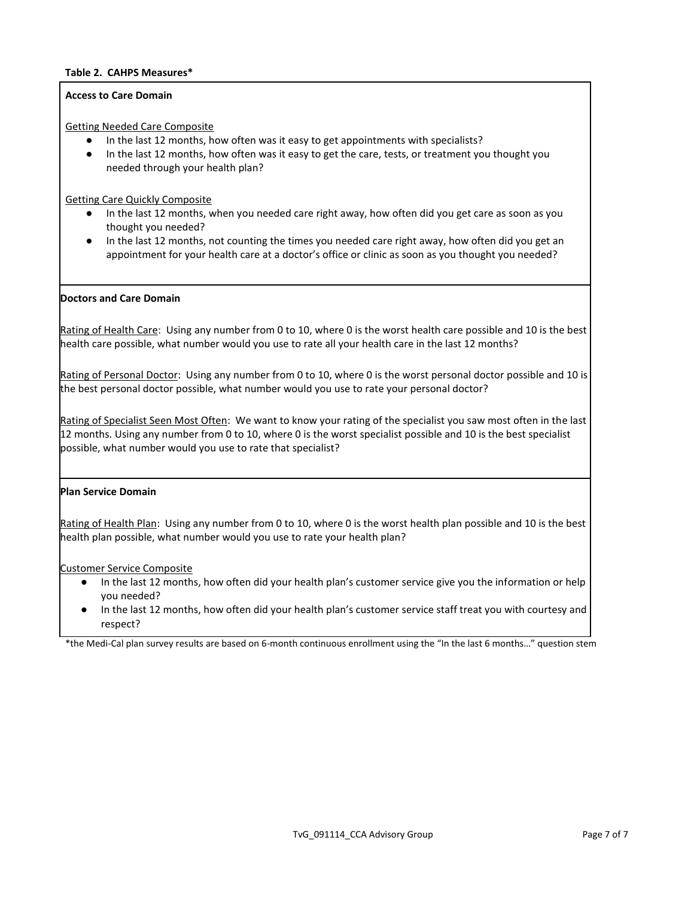**Table 2. CAHPS Measures***

**Access to Care Domain**

Getting Needed Care Composite

- In the last 12 months, how often was it easy to get appointments with specialists?
- In the last 12 months, how often was it easy to get the care, tests, or treatment you thought you needed through your health plan?

Getting Care Quickly Composite

- In the last 12 months, when you needed care right away, how often did you get care as soon as you thought you needed?
- In the last 12 months, not counting the times you needed care right away, how often did you get an appointment for your health care at a doctor's office or clinic as soon as you thought you needed?

**Doctors and Care Domain**

Rating of Health Care: Using any number from 0 to 10, where 0 is the worst health care possible and 10 is the best health care possible, what number would you use to rate all your health care in the last 12 months?

Rating of Personal Doctor: Using any number from 0 to 10, where 0 is the worst personal doctor possible and 10 is the best personal doctor possible, what number would you use to rate your personal doctor?

Rating of Specialist Seen Most Often: We want to know your rating of the specialist you saw most often in the last 12 months. Using any number from 0 to 10, where 0 is the worst specialist possible and 10 is the best specialist possible, what number would you use to rate that specialist?

**Plan Service Domain**

Rating of Health Plan: Using any number from 0 to 10, where 0 is the worst health plan possible and 10 is the best health plan possible, what number would you use to rate your health plan?

Customer Service Composite

- In the last 12 months, how often did your health plan's customer service give you the information or help you needed?
- In the last 12 months, how often did your health plan's customer service staff treat you with courtesy and respect?

*the Medi-Cal plan survey results are based on 6-month continuous enrollment using the "In the last 6 months…" question stem